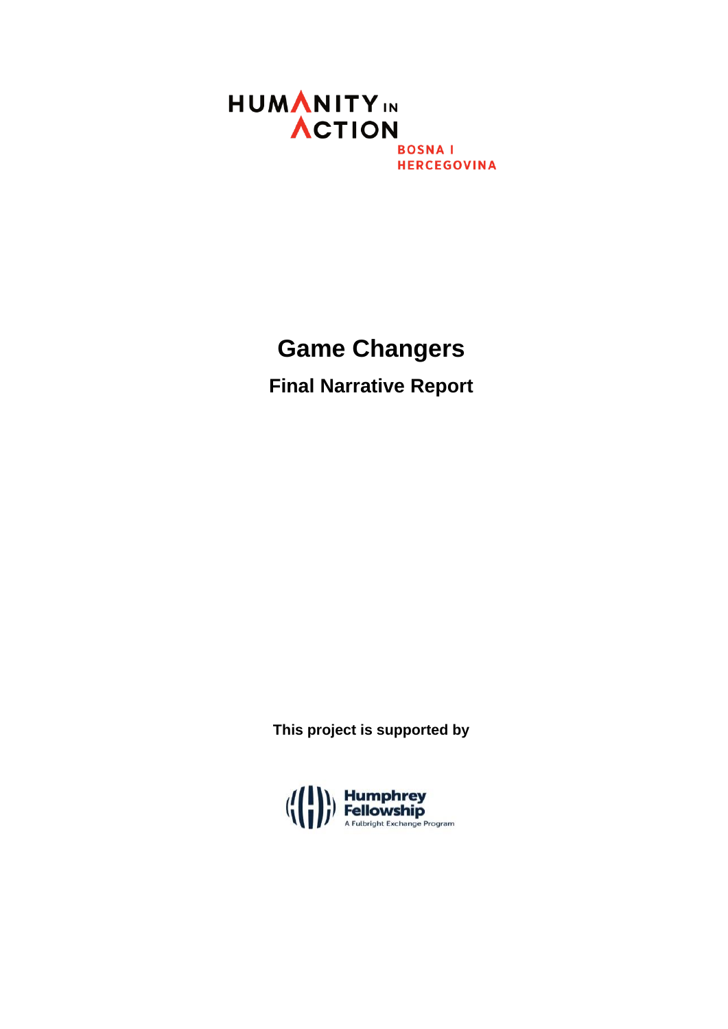HUMANITY IN ACTION

BOSNA I HERCEGOVINA

# Game Changers

## Final Narrative Report

**This project is supported by**

Humphrey Fellowship

A Fulbright Exchange Program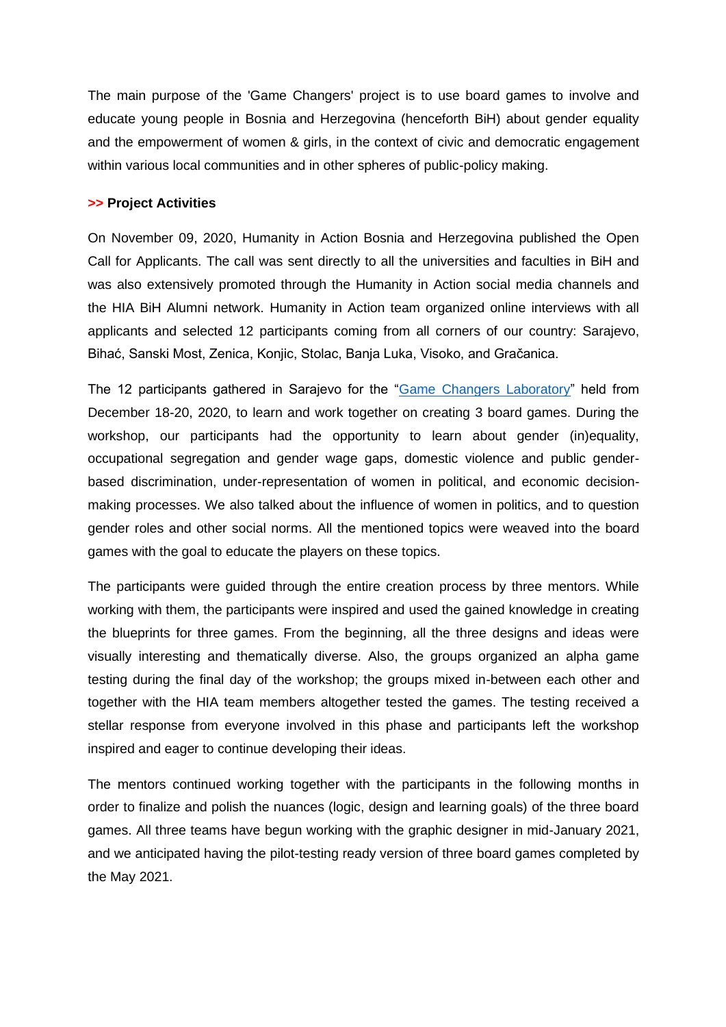The main purpose of the 'Game Changers' project is to use board games to involve and educate young people in Bosnia and Herzegovina (henceforth BiH) about gender equality and the empowerment of women & girls, in the context of civic and democratic engagement within various local communities and in other spheres of public-policy making.

**>> Project Activities**

On November 09, 2020, Humanity in Action Bosnia and Herzegovina published the Open Call for Applicants. The call was sent directly to all the universities and faculties in BiH and was also extensively promoted through the Humanity in Action social media channels and the HIA BiH Alumni network. Humanity in Action team organized online interviews with all applicants and selected 12 participants coming from all corners of our country: Sarajevo, Bihać, Sanski Most, Zenica, Konjic, Stolac, Banja Luka, Visoko, and Gračanica.

The 12 participants gathered in Sarajevo for the "Game Changers Laboratory" held from December 18-20, 2020, to learn and work together on creating 3 board games. During the workshop, our participants had the opportunity to learn about gender (in)equality, occupational segregation and gender wage gaps, domestic violence and public gender-based discrimination, under-representation of women in political, and economic decision-making processes. We also talked about the influence of women in politics, and to question gender roles and other social norms. All the mentioned topics were weaved into the board games with the goal to educate the players on these topics.

The participants were guided through the entire creation process by three mentors. While working with them, the participants were inspired and used the gained knowledge in creating the blueprints for three games. From the beginning, all the three designs and ideas were visually interesting and thematically diverse. Also, the groups organized an alpha game testing during the final day of the workshop; the groups mixed in-between each other and together with the HIA team members altogether tested the games. The testing received a stellar response from everyone involved in this phase and participants left the workshop inspired and eager to continue developing their ideas.

The mentors continued working together with the participants in the following months in order to finalize and polish the nuances (logic, design and learning goals) of the three board games. All three teams have begun working with the graphic designer in mid-January 2021, and we anticipated having the pilot-testing ready version of three board games completed by the May 2021.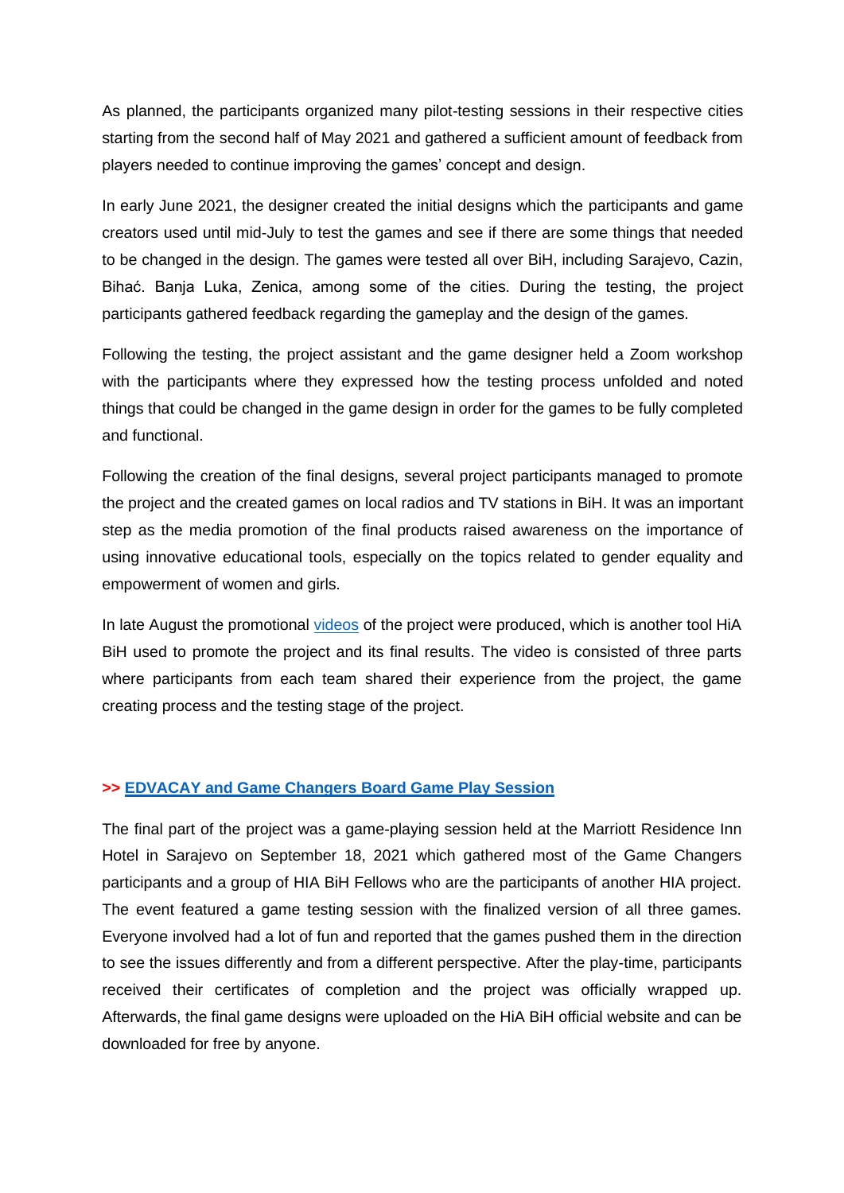As planned, the participants organized many pilot-testing sessions in their respective cities starting from the second half of May 2021 and gathered a sufficient amount of feedback from players needed to continue improving the games' concept and design.

In early June 2021, the designer created the initial designs which the participants and game creators used until mid-July to test the games and see if there are some things that needed to be changed in the design. The games were tested all over BiH, including Sarajevo, Cazin, Bihać. Banja Luka, Zenica, among some of the cities. During the testing, the project participants gathered feedback regarding the gameplay and the design of the games.

Following the testing, the project assistant and the game designer held a Zoom workshop with the participants where they expressed how the testing process unfolded and noted things that could be changed in the game design in order for the games to be fully completed and functional.

Following the creation of the final designs, several project participants managed to promote the project and the created games on local radios and TV stations in BiH. It was an important step as the media promotion of the final products raised awareness on the importance of using innovative educational tools, especially on the topics related to gender equality and empowerment of women and girls.

In late August the promotional videos of the project were produced, which is another tool HiA BiH used to promote the project and its final results. The video is consisted of three parts where participants from each team shared their experience from the project, the game creating process and the testing stage of the project.

**>> EDVACAY and Game Changers Board Game Play Session**

The final part of the project was a game-playing session held at the Marriott Residence Inn Hotel in Sarajevo on September 18, 2021 which gathered most of the Game Changers participants and a group of HIA BiH Fellows who are the participants of another HIA project. The event featured a game testing session with the finalized version of all three games. Everyone involved had a lot of fun and reported that the games pushed them in the direction to see the issues differently and from a different perspective. After the play-time, participants received their certificates of completion and the project was officially wrapped up. Afterwards, the final game designs were uploaded on the HiA BiH official website and can be downloaded for free by anyone.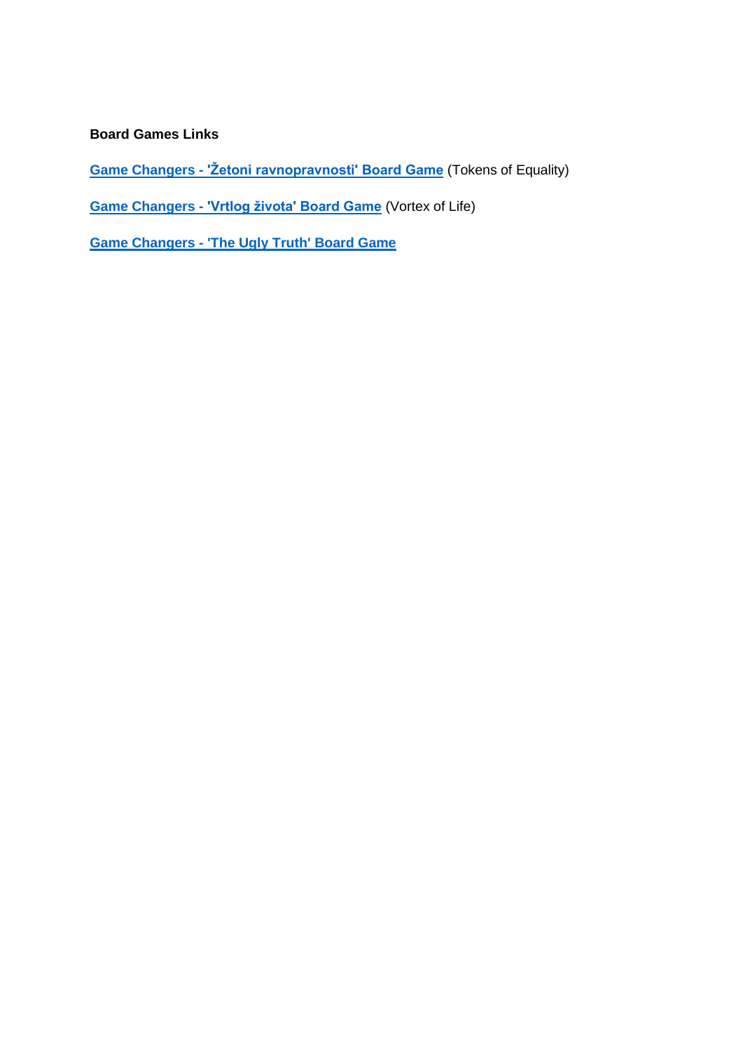**Board Games Links**

**Game Changers - 'Žetoni ravnopravnosti' Board Game** (Tokens of Equality)

**Game Changers - 'Vrtlog života' Board Game** (Vortex of Life)

**Game Changers - 'The Ugly Truth' Board Game**